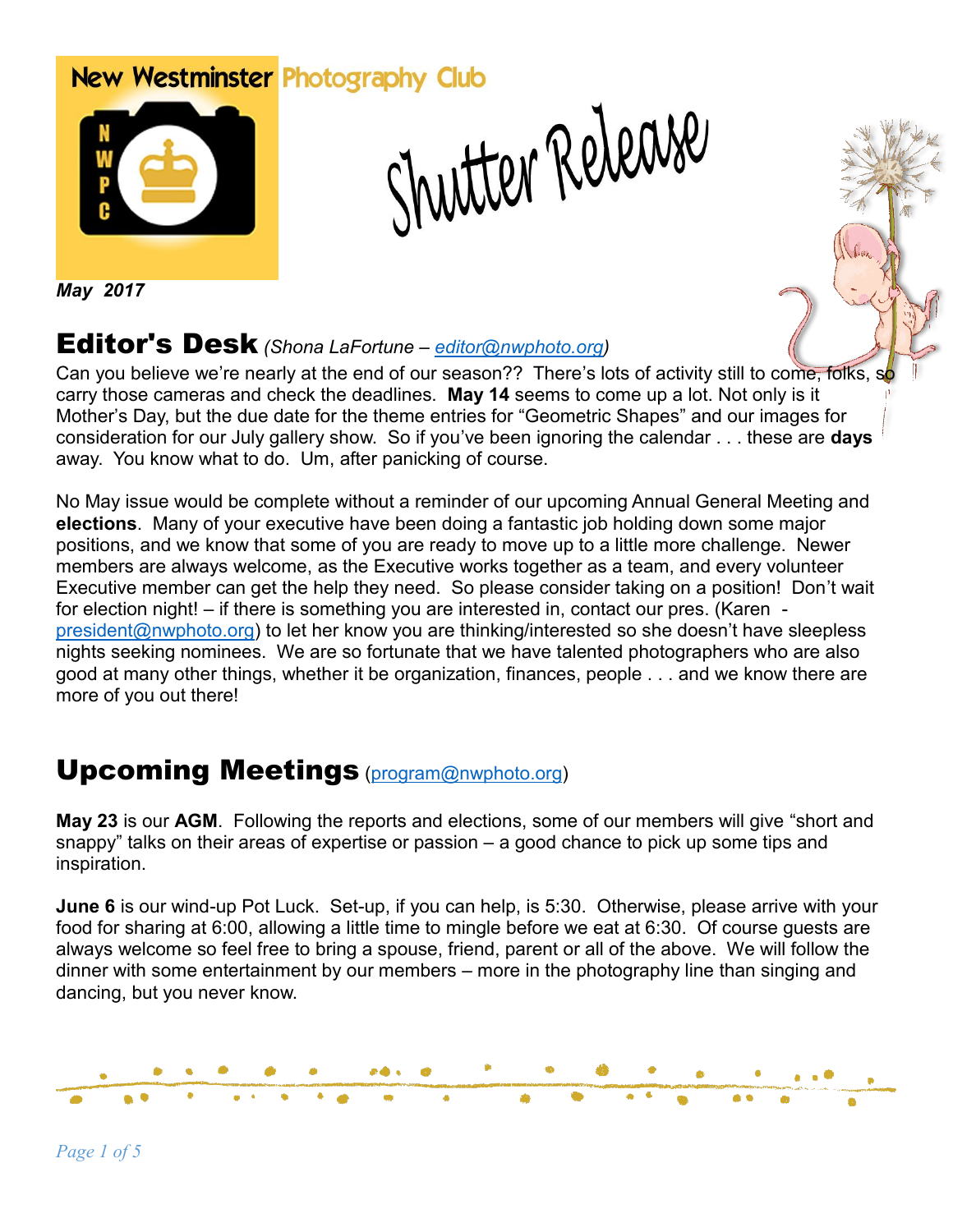# New Westminster Photography Club

# Shutter Release

*May 2017*

## Editor's Desk *(Shona LaFortune – [editor@nwphoto.org](mailto:editor@nwphoto.org))*

Can you believe we're nearly at the end of our season?? There's lots of activity still to come, folks, so carry those cameras and check the deadlines. **May 14** seems to come up a lot. Not only is it Mother's Day, but the due date for the theme entries for "Geometric Shapes" and our images for consideration for our July gallery show. So if you've been ignoring the calendar . . . these are **days** away. You know what to do. Um, after panicking of course.

No May issue would be complete without a reminder of our upcoming Annual General Meeting and **elections**. Many of your executive have been doing a fantastic job holding down some major positions, and we know that some of you are ready to move up to a little more challenge. Newer members are always welcome, as the Executive works together as a team, and every volunteer Executive member can get the help they need. So please consider taking on a position! Don't wait for election night! – if there is something you are interested in, contact our pres. (Karen - [president@nwphoto.org](mailto:president@nwphoto.org)) to let her know you are thinking/interested so she doesn't have sleepless nights seeking nominees. We are so fortunate that we have talented photographers who are also good at many other things, whether it be organization, finances, people . . . and we know there are more of you out there!

## Upcoming Meetings ([program@nwphoto.org](mailto:program@nwphoto.org))

**May 23** is our **AGM**. Following the reports and elections, some of our members will give "short and snappy" talks on their areas of expertise or passion – a good chance to pick up some tips and inspiration.

**June 6** is our wind-up Pot Luck. Set-up, if you can help, is 5:30. Otherwise, please arrive with your food for sharing at 6:00, allowing a little time to mingle before we eat at 6:30. Of course guests are always welcome so feel free to bring a spouse, friend, parent or all of the above. We will follow the dinner with some entertainment by our members – more in the photography line than singing and dancing, but you never know.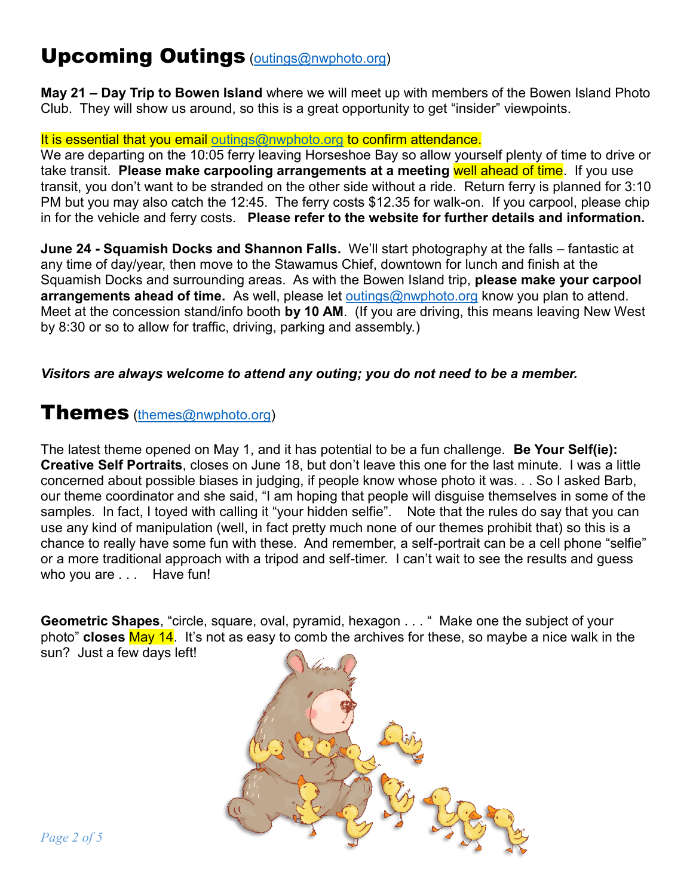# Upcoming Outings (outings@nwphoto.org)

**May 21 – Day Trip to Bowen Island** where we will meet up with members of the Bowen Island Photo Club. They will show us around, so this is a great opportunity to get "insider" viewpoints.

It is essential that you email outings@nwphoto.org to confirm attendance.
We are departing on the 10:05 ferry leaving Horseshoe Bay so allow yourself plenty of time to drive or take transit. **Please make carpooling arrangements at a meeting** well ahead of time. If you use transit, you don't want to be stranded on the other side without a ride. Return ferry is planned for 3:10 PM but you may also catch the 12:45. The ferry costs $12.35 for walk-on. If you carpool, please chip in for the vehicle and ferry costs. **Please refer to the website for further details and information.**

**June 24 - Squamish Docks and Shannon Falls.** We'll start photography at the falls – fantastic at any time of day/year, then move to the Stawamus Chief, downtown for lunch and finish at the Squamish Docks and surrounding areas. As with the Bowen Island trip, **please make your carpool arrangements ahead of time.** As well, please let outings@nwphoto.org know you plan to attend. Meet at the concession stand/info booth **by 10 AM**. (If you are driving, this means leaving New West by 8:30 or so to allow for traffic, driving, parking and assembly.)

***Visitors are always welcome to attend any outing; you do not need to be a member.***

# Themes (themes@nwphoto.org)

The latest theme opened on May 1, and it has potential to be a fun challenge. **Be Your Self(ie): Creative Self Portraits**, closes on June 18, but don't leave this one for the last minute. I was a little concerned about possible biases in judging, if people know whose photo it was. . . So I asked Barb, our theme coordinator and she said, "I am hoping that people will disguise themselves in some of the samples. In fact, I toyed with calling it "your hidden selfie". Note that the rules do say that you can use any kind of manipulation (well, in fact pretty much none of our themes prohibit that) so this is a chance to really have some fun with these. And remember, a self-portrait can be a cell phone "selfie" or a more traditional approach with a tripod and self-timer. I can't wait to see the results and guess who you are . . . Have fun!

**Geometric Shapes**, "circle, square, oval, pyramid, hexagon . . . " Make one the subject of your photo" **closes** May 14. It's not as easy to comb the archives for these, so maybe a nice walk in the sun? Just a few days left!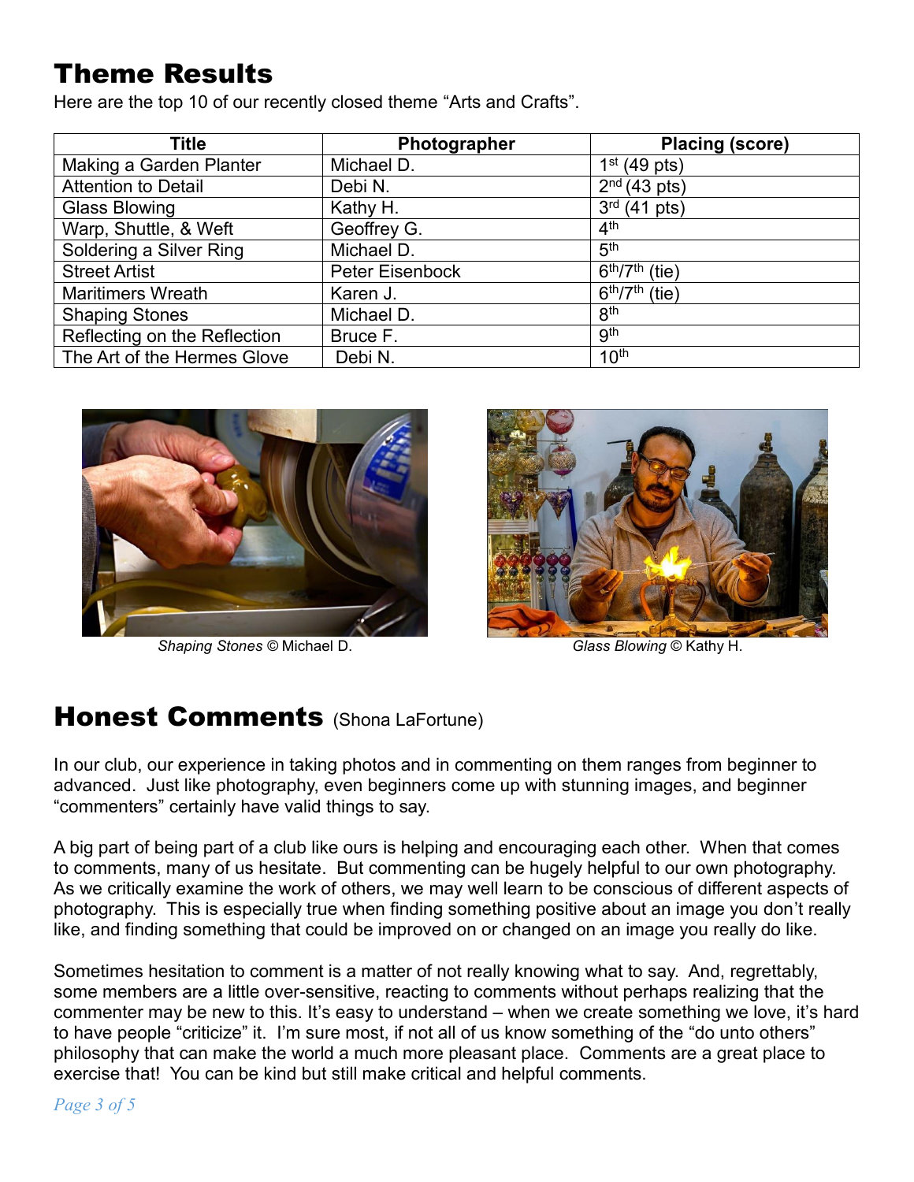## Theme Results

Here are the top 10 of our recently closed theme “Arts and Crafts”.

| Title | Photographer | Placing (score) |
|---|---|---|
| Making a Garden Planter | Michael D. | 1st (49 pts) |
| Attention to Detail | Debi N. | 2nd (43 pts) |
| Glass Blowing | Kathy H. | 3rd (41 pts) |
| Warp, Shuttle, & Weft | Geoffrey G. | 4th |
| Soldering a Silver Ring | Michael D. | 5th |
| Street Artist | Peter Eisenbock | 6th/7th (tie) |
| Maritimers Wreath | Karen J. | 6th/7th (tie) |
| Shaping Stones | Michael D. | 8th |
| Reflecting on the Reflection | Bruce F. | 9th |
| The Art of the Hermes Glove | Debi N. | 10th |

*Shaping Stones* © Michael D.

*Glass Blowing* © Kathy H.

## Honest Comments (Shona LaFortune)

In our club, our experience in taking photos and in commenting on them ranges from beginner to advanced. Just like photography, even beginners come up with stunning images, and beginner “commenters” certainly have valid things to say.

A big part of being part of a club like ours is helping and encouraging each other. When that comes to comments, many of us hesitate. But commenting can be hugely helpful to our own photography. As we critically examine the work of others, we may well learn to be conscious of different aspects of photography. This is especially true when finding something positive about an image you don’t really like, and finding something that could be improved on or changed on an image you really do like.

Sometimes hesitation to comment is a matter of not really knowing what to say. And, regrettably, some members are a little over-sensitive, reacting to comments without perhaps realizing that the commenter may be new to this. It’s easy to understand – when we create something we love, it’s hard to have people “criticize” it. I’m sure most, if not all of us know something of the “do unto others” philosophy that can make the world a much more pleasant place. Comments are a great place to exercise that! You can be kind but still make critical and helpful comments.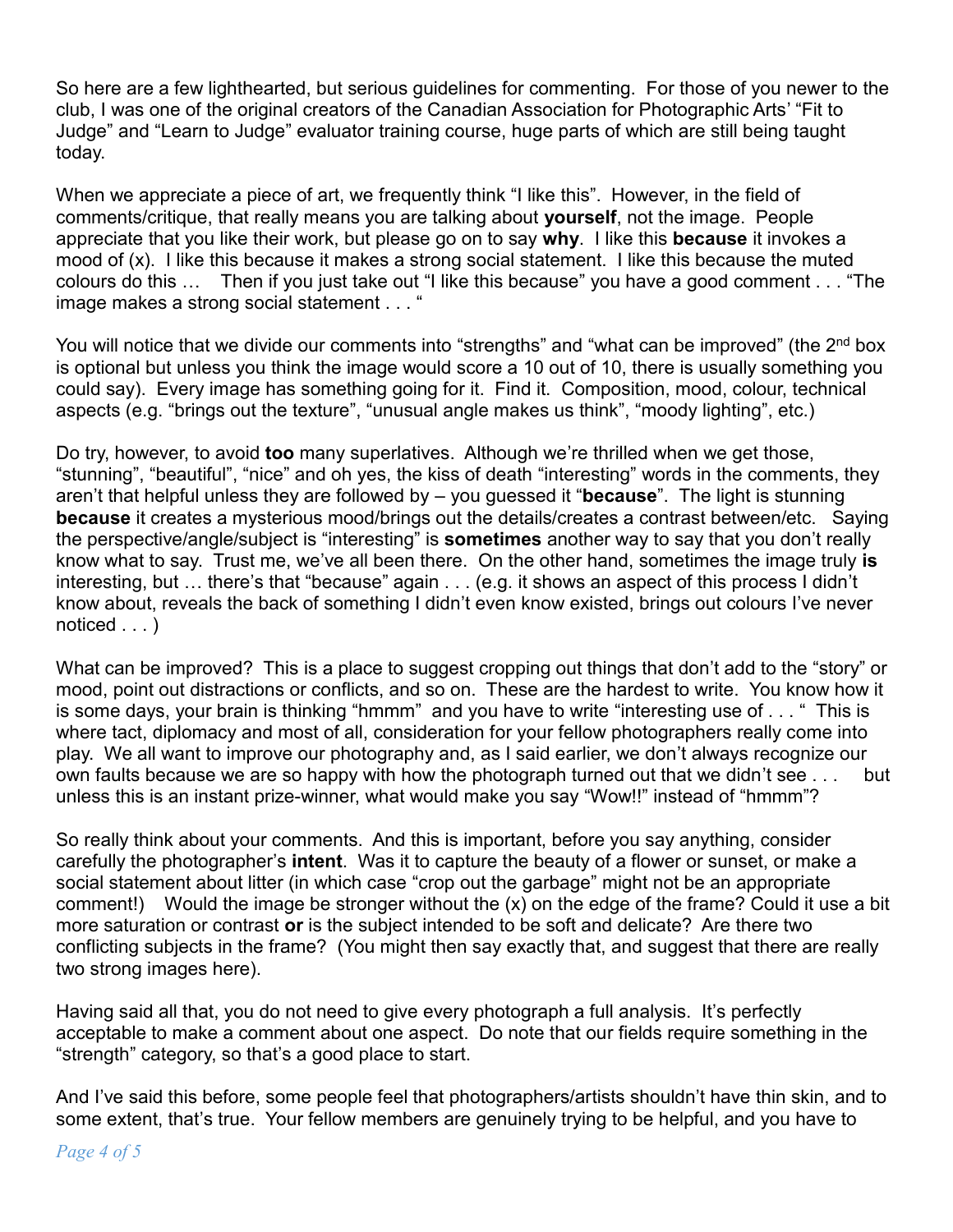So here are a few lighthearted, but serious guidelines for commenting. For those of you newer to the club, I was one of the original creators of the Canadian Association for Photographic Arts' "Fit to Judge" and "Learn to Judge" evaluator training course, huge parts of which are still being taught today.

When we appreciate a piece of art, we frequently think "I like this". However, in the field of comments/critique, that really means you are talking about **yourself**, not the image. People appreciate that you like their work, but please go on to say **why**. I like this **because** it invokes a mood of (x). I like this because it makes a strong social statement. I like this because the muted colours do this … Then if you just take out "I like this because" you have a good comment . . . "The image makes a strong social statement . . . "

You will notice that we divide our comments into "strengths" and "what can be improved" (the 2nd box is optional but unless you think the image would score a 10 out of 10, there is usually something you could say). Every image has something going for it. Find it. Composition, mood, colour, technical aspects (e.g. "brings out the texture", "unusual angle makes us think", "moody lighting", etc.)

Do try, however, to avoid **too** many superlatives. Although we're thrilled when we get those, "stunning", "beautiful", "nice" and oh yes, the kiss of death "interesting" words in the comments, they aren't that helpful unless they are followed by – you guessed it "**because**". The light is stunning **because** it creates a mysterious mood/brings out the details/creates a contrast between/etc. Saying the perspective/angle/subject is "interesting" is **sometimes** another way to say that you don't really know what to say. Trust me, we've all been there. On the other hand, sometimes the image truly **is** interesting, but … there's that "because" again . . . (e.g. it shows an aspect of this process I didn't know about, reveals the back of something I didn't even know existed, brings out colours I've never noticed . . . )

What can be improved? This is a place to suggest cropping out things that don't add to the "story" or mood, point out distractions or conflicts, and so on. These are the hardest to write. You know how it is some days, your brain is thinking "hmmm" and you have to write "interesting use of . . . " This is where tact, diplomacy and most of all, consideration for your fellow photographers really come into play. We all want to improve our photography and, as I said earlier, we don't always recognize our own faults because we are so happy with how the photograph turned out that we didn't see . . . but unless this is an instant prize-winner, what would make you say "Wow!!" instead of "hmmm"?

So really think about your comments. And this is important, before you say anything, consider carefully the photographer's **intent**. Was it to capture the beauty of a flower or sunset, or make a social statement about litter (in which case "crop out the garbage" might not be an appropriate comment!) Would the image be stronger without the (x) on the edge of the frame? Could it use a bit more saturation or contrast **or** is the subject intended to be soft and delicate? Are there two conflicting subjects in the frame? (You might then say exactly that, and suggest that there are really two strong images here).

Having said all that, you do not need to give every photograph a full analysis. It's perfectly acceptable to make a comment about one aspect. Do note that our fields require something in the "strength" category, so that's a good place to start.

And I've said this before, some people feel that photographers/artists shouldn't have thin skin, and to some extent, that's true. Your fellow members are genuinely trying to be helpful, and you have to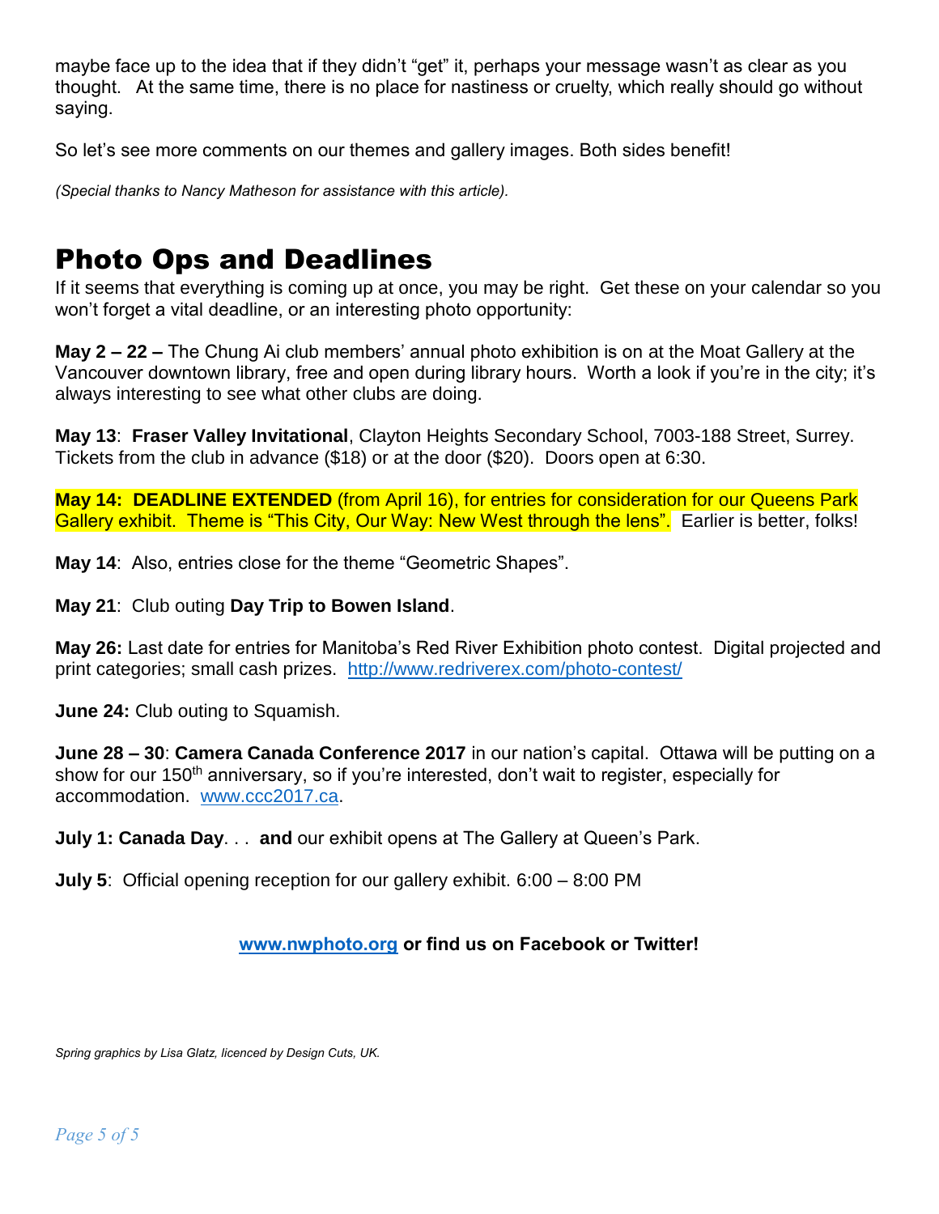maybe face up to the idea that if they didn't "get" it, perhaps your message wasn't as clear as you thought. At the same time, there is no place for nastiness or cruelty, which really should go without saying.

So let's see more comments on our themes and gallery images. Both sides benefit!

*(Special thanks to Nancy Matheson for assistance with this article).*

# Photo Ops and Deadlines

If it seems that everything is coming up at once, you may be right. Get these on your calendar so you won't forget a vital deadline, or an interesting photo opportunity:

**May 2 – 22 –** The Chung Ai club members' annual photo exhibition is on at the Moat Gallery at the Vancouver downtown library, free and open during library hours. Worth a look if you're in the city; it's always interesting to see what other clubs are doing.

**May 13**: **Fraser Valley Invitational**, Clayton Heights Secondary School, 7003-188 Street, Surrey. Tickets from the club in advance ($18) or at the door ($20). Doors open at 6:30.

**May 14: DEADLINE EXTENDED** (from April 16), for entries for consideration for our Queens Park Gallery exhibit. Theme is "This City, Our Way: New West through the lens". Earlier is better, folks!

**May 14**: Also, entries close for the theme "Geometric Shapes".

**May 21**: Club outing **Day Trip to Bowen Island**.

**May 26:** Last date for entries for Manitoba's Red River Exhibition photo contest. Digital projected and print categories; small cash prizes. http://www.redriverex.com/photo-contest/

**June 24:** Club outing to Squamish.

**June 28 – 30**: **Camera Canada Conference 2017** in our nation's capital. Ottawa will be putting on a show for our 150th anniversary, so if you're interested, don't wait to register, especially for accommodation. www.ccc2017.ca.

**July 1: Canada Day**. . . **and** our exhibit opens at The Gallery at Queen's Park.

**July 5**: Official opening reception for our gallery exhibit. 6:00 – 8:00 PM

**www.nwphoto.org or find us on Facebook or Twitter!**

*Spring graphics by Lisa Glatz, licenced by Design Cuts, UK.*